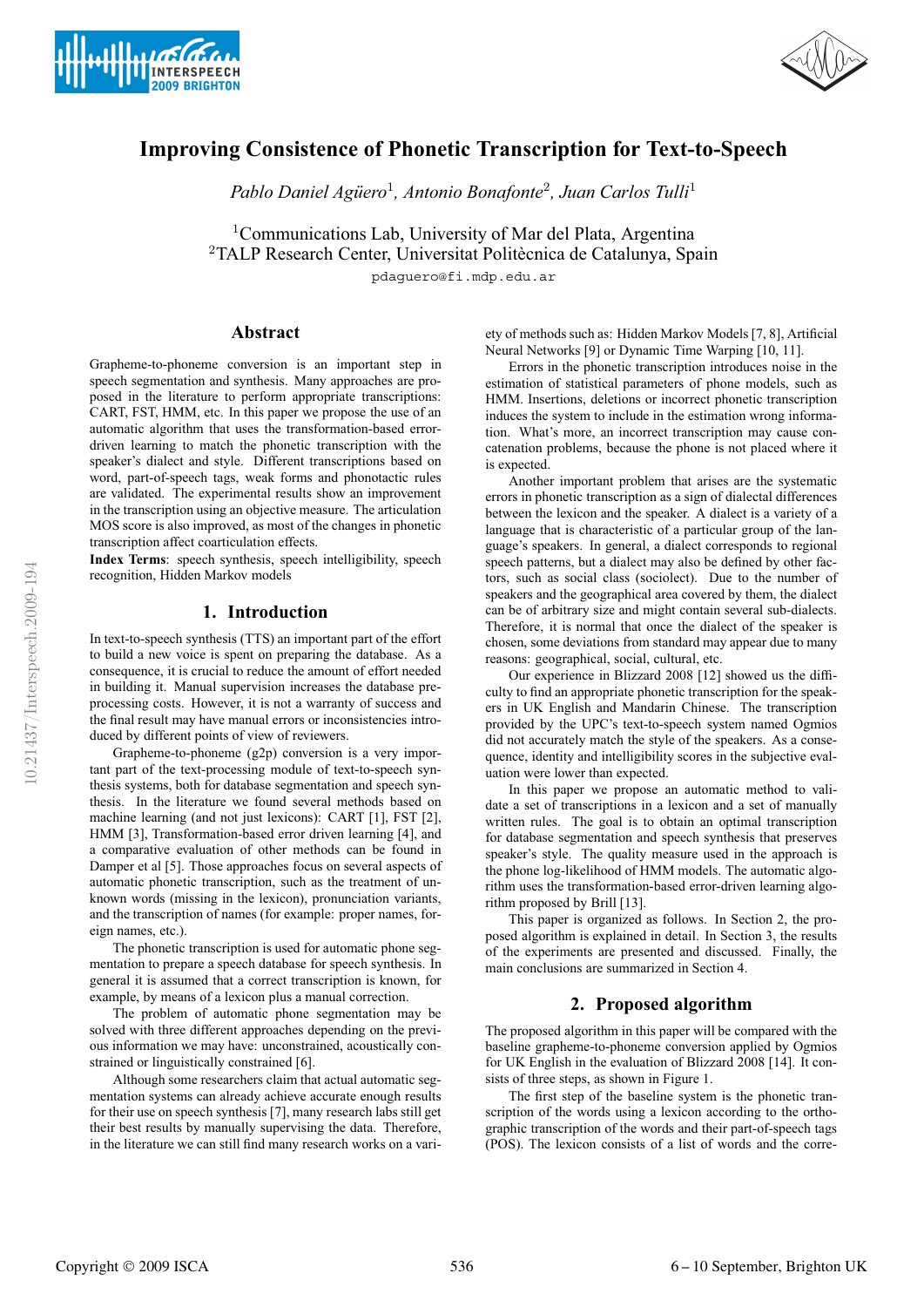# Improving Consistence of Phonetic Transcription for Text-to-Speech

*Pablo Daniel Agüero*[1], *Antonio Bonafonte*[2], *Juan Carlos Tulli*[1]

[1]Communications Lab, University of Mar del Plata, Argentina
[2]TALP Research Center, Universitat Politècnica de Catalunya, Spain

pdaguero@fi.mdp.edu.ar

## Abstract

Grapheme-to-phoneme conversion is an important step in speech segmentation and synthesis. Many approaches are proposed in the literature to perform appropriate transcriptions: CART, FST, HMM, etc. In this paper we propose the use of an automatic algorithm that uses the transformation-based error-driven learning to match the phonetic transcription with the speaker's dialect and style. Different transcriptions based on word, part-of-speech tags, weak forms and phonotactic rules are validated. The experimental results show an improvement in the transcription using an objective measure. The articulation MOS score is also improved, as most of the changes in phonetic transcription affect coarticulation effects.

**Index Terms**: speech synthesis, speech intelligibility, speech recognition, Hidden Markov models

## 1. Introduction

In text-to-speech synthesis (TTS) an important part of the effort to build a new voice is spent on preparing the database. As a consequence, it is crucial to reduce the amount of effort needed in building it. Manual supervision increases the database preprocessing costs. However, it is not a warranty of success and the final result may have manual errors or inconsistencies introduced by different points of view of reviewers.

Grapheme-to-phoneme (g2p) conversion is a very important part of the text-processing module of text-to-speech synthesis systems, both for database segmentation and speech synthesis. In the literature we found several methods based on machine learning (and not just lexicons): CART [1], FST [2], HMM [3], Transformation-based error driven learning [4], and a comparative evaluation of other methods can be found in Damper et al [5]. Those approaches focus on several aspects of automatic phonetic transcription, such as the treatment of unknown words (missing in the lexicon), pronunciation variants, and the transcription of names (for example: proper names, foreign names, etc.).

The phonetic transcription is used for automatic phone segmentation to prepare a speech database for speech synthesis. In general it is assumed that a correct transcription is known, for example, by means of a lexicon plus a manual correction.

The problem of automatic phone segmentation may be solved with three different approaches depending on the previous information we may have: unconstrained, acoustically constrained or linguistically constrained [6].

Although some researchers claim that actual automatic segmentation systems can already achieve accurate enough results for their use on speech synthesis [7], many research labs still get their best results by manually supervising the data. Therefore, in the literature we can still find many research works on a variety of methods such as: Hidden Markov Models [7, 8], Artificial Neural Networks [9] or Dynamic Time Warping [10, 11].

Errors in the phonetic transcription introduces noise in the estimation of statistical parameters of phone models, such as HMM. Insertions, deletions or incorrect phonetic transcription induces the system to include in the estimation wrong information. What's more, an incorrect transcription may cause concatenation problems, because the phone is not placed where it is expected.

Another important problem that arises are the systematic errors in phonetic transcription as a sign of dialectal differences between the lexicon and the speaker. A dialect is a variety of a language that is characteristic of a particular group of the language's speakers. In general, a dialect corresponds to regional speech patterns, but a dialect may also be defined by other factors, such as social class (sociolect). Due to the number of speakers and the geographical area covered by them, the dialect can be of arbitrary size and might contain several sub-dialects. Therefore, it is normal that once the dialect of the speaker is chosen, some deviations from standard may appear due to many reasons: geographical, social, cultural, etc.

Our experience in Blizzard 2008 [12] showed us the difficulty to find an appropriate phonetic transcription for the speakers in UK English and Mandarin Chinese. The transcription provided by the UPC's text-to-speech system named Ogmios did not accurately match the style of the speakers. As a consequence, identity and intelligibility scores in the subjective evaluation were lower than expected.

In this paper we propose an automatic method to validate a set of transcriptions in a lexicon and a set of manually written rules. The goal is to obtain an optimal transcription for database segmentation and speech synthesis that preserves speaker's style. The quality measure used in the approach is the phone log-likelihood of HMM models. The automatic algorithm uses the transformation-based error-driven learning algorithm proposed by Brill [13].

This paper is organized as follows. In Section 2, the proposed algorithm is explained in detail. In Section 3, the results of the experiments are presented and discussed. Finally, the main conclusions are summarized in Section 4.

## 2. Proposed algorithm

The proposed algorithm in this paper will be compared with the baseline grapheme-to-phoneme conversion applied by Ogmios for UK English in the evaluation of Blizzard 2008 [14]. It consists of three steps, as shown in Figure 1.

The first step of the baseline system is the phonetic transcription of the words using a lexicon according to the orthographic transcription of the words and their part-of-speech tags (POS). The lexicon consists of a list of words and the corre-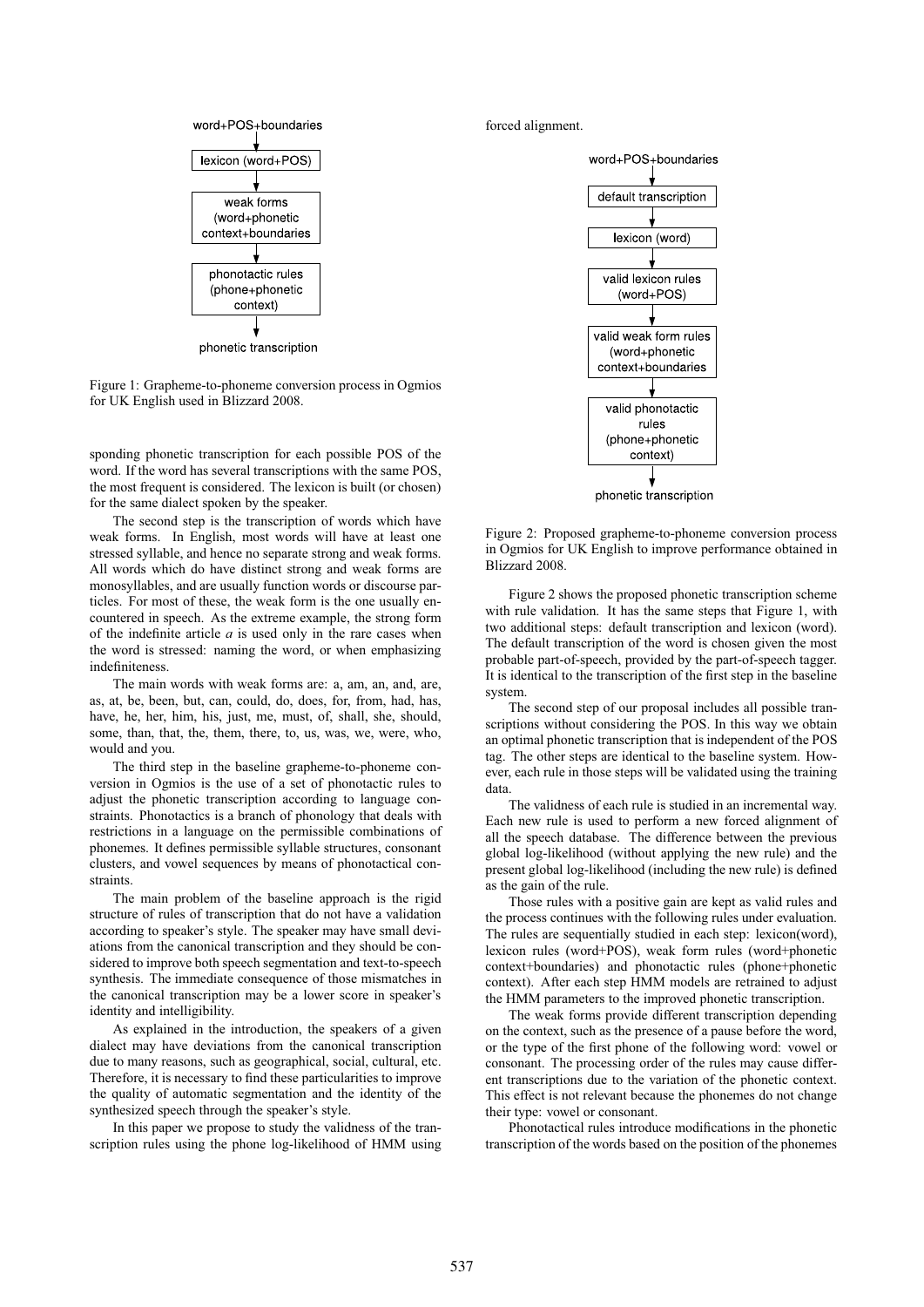word+POS+boundaries

lexicon (word+POS)

weak forms (word+phonetic context+boundaries

phonotactic rules (phone+phonetic context)

phonetic transcription

Figure 1: Grapheme-to-phoneme conversion process in Ogmios for UK English used in Blizzard 2008.

sponding phonetic transcription for each possible POS of the word. If the word has several transcriptions with the same POS, the most frequent is considered. The lexicon is built (or chosen) for the same dialect spoken by the speaker.

The second step is the transcription of words which have weak forms. In English, most words will have at least one stressed syllable, and hence no separate strong and weak forms. All words which do have distinct strong and weak forms are monosyllables, and are usually function words or discourse particles. For most of these, the weak form is the one usually encountered in speech. As the extreme example, the strong form of the indefinite article *a* is used only in the rare cases when the word is stressed: naming the word, or when emphasizing indefiniteness.

The main words with weak forms are: a, am, an, and, are, as, at, be, been, but, can, could, do, does, for, from, had, has, have, he, her, him, his, just, me, must, of, shall, she, should, some, than, that, the, them, there, to, us, was, we, were, who, would and you.

The third step in the baseline grapheme-to-phoneme conversion in Ogmios is the use of a set of phonotactic rules to adjust the phonetic transcription according to language constraints. Phonotactics is a branch of phonology that deals with restrictions in a language on the permissible combinations of phonemes. It defines permissible syllable structures, consonant clusters, and vowel sequences by means of phonotactical constraints.

The main problem of the baseline approach is the rigid structure of rules of transcription that do not have a validation according to speaker's style. The speaker may have small deviations from the canonical transcription and they should be considered to improve both speech segmentation and text-to-speech synthesis. The immediate consequence of those mismatches in the canonical transcription may be a lower score in speaker's identity and intelligibility.

As explained in the introduction, the speakers of a given dialect may have deviations from the canonical transcription due to many reasons, such as geographical, social, cultural, etc. Therefore, it is necessary to find these particularities to improve the quality of automatic segmentation and the identity of the synthesized speech through the speaker's style.

In this paper we propose to study the validness of the transcription rules using the phone log-likelihood of HMM using forced alignment.

word+POS+boundaries

default transcription

lexicon (word)

valid lexicon rules (word+POS)

valid weak form rules (word+phonetic context+boundaries

valid phonotactic rules (phone+phonetic context)

phonetic transcription

Figure 2: Proposed grapheme-to-phoneme conversion process in Ogmios for UK English to improve performance obtained in Blizzard 2008.

Figure 2 shows the proposed phonetic transcription scheme with rule validation. It has the same steps that Figure 1, with two additional steps: default transcription and lexicon (word). The default transcription of the word is chosen given the most probable part-of-speech, provided by the part-of-speech tagger. It is identical to the transcription of the first step in the baseline system.

The second step of our proposal includes all possible transcriptions without considering the POS. In this way we obtain an optimal phonetic transcription that is independent of the POS tag. The other steps are identical to the baseline system. However, each rule in those steps will be validated using the training data.

The validness of each rule is studied in an incremental way. Each new rule is used to perform a new forced alignment of all the speech database. The difference between the previous global log-likelihood (without applying the new rule) and the present global log-likelihood (including the new rule) is defined as the gain of the rule.

Those rules with a positive gain are kept as valid rules and the process continues with the following rules under evaluation. The rules are sequentially studied in each step: lexicon(word), lexicon rules (word+POS), weak form rules (word+phonetic context+boundaries) and phonotactic rules (phone+phonetic context). After each step HMM models are retrained to adjust the HMM parameters to the improved phonetic transcription.

The weak forms provide different transcription depending on the context, such as the presence of a pause before the word, or the type of the first phone of the following word: vowel or consonant. The processing order of the rules may cause different transcriptions due to the variation of the phonetic context. This effect is not relevant because the phonemes do not change their type: vowel or consonant.

Phonotactical rules introduce modifications in the phonetic transcription of the words based on the position of the phonemes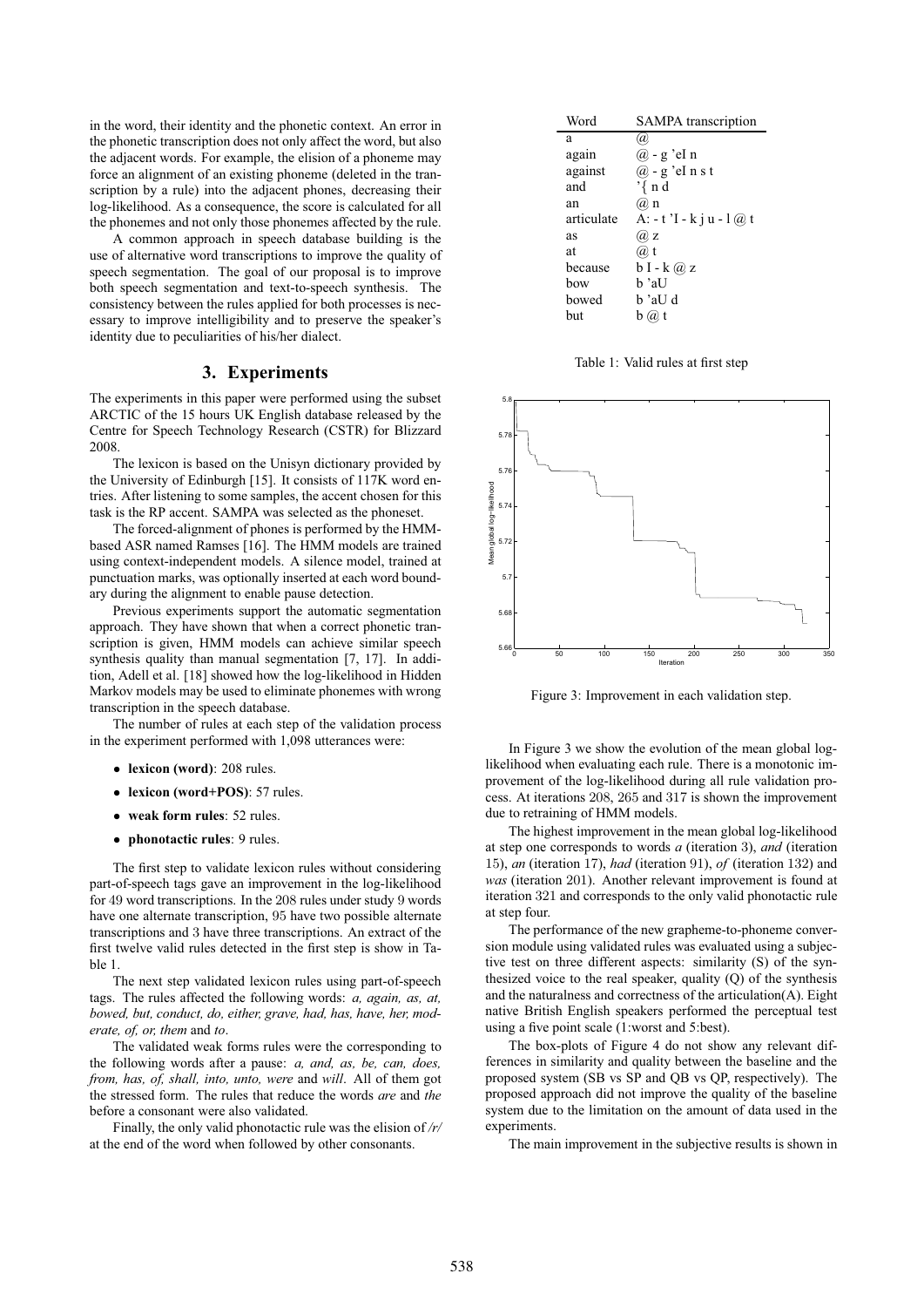in the word, their identity and the phonetic context. An error in the phonetic transcription does not only affect the word, but also the adjacent words. For example, the elision of a phoneme may force an alignment of an existing phoneme (deleted in the transcription by a rule) into the adjacent phones, decreasing their log-likelihood. As a consequence, the score is calculated for all the phonemes and not only those phonemes affected by the rule.

A common approach in speech database building is the use of alternative word transcriptions to improve the quality of speech segmentation. The goal of our proposal is to improve both speech segmentation and text-to-speech synthesis. The consistency between the rules applied for both processes is necessary to improve intelligibility and to preserve the speaker's identity due to peculiarities of his/her dialect.

## 3. Experiments

The experiments in this paper were performed using the subset ARCTIC of the 15 hours UK English database released by the Centre for Speech Technology Research (CSTR) for Blizzard 2008.

The lexicon is based on the Unisyn dictionary provided by the University of Edinburgh [15]. It consists of 117K word entries. After listening to some samples, the accent chosen for this task is the RP accent. SAMPA was selected as the phoneset.

The forced-alignment of phones is performed by the HMM-based ASR named Ramses [16]. The HMM models are trained using context-independent models. A silence model, trained at punctuation marks, was optionally inserted at each word boundary during the alignment to enable pause detection.

Previous experiments support the automatic segmentation approach. They have shown that when a correct phonetic transcription is given, HMM models can achieve similar speech synthesis quality than manual segmentation [7, 17]. In addition, Adell et al. [18] showed how the log-likelihood in Hidden Markov models may be used to eliminate phonemes with wrong transcription in the speech database.

The number of rules at each step of the validation process in the experiment performed with 1,098 utterances were:

- **lexicon (word)**: 208 rules.
- **lexicon (word+POS)**: 57 rules.
- **weak form rules**: 52 rules.
- **phonotactic rules**: 9 rules.

The first step to validate lexicon rules without considering part-of-speech tags gave an improvement in the log-likelihood for 49 word transcriptions. In the 208 rules under study 9 words have one alternate transcription, 95 have two possible alternate transcriptions and 3 have three transcriptions. An extract of the first twelve valid rules detected in the first step is show in Table 1.

The next step validated lexicon rules using part-of-speech tags. The rules affected the following words: *a, again, as, at, bowed, but, conduct, do, either, grave, had, has, have, her, moderate, of, or, them* and *to*.

The validated weak forms rules were the corresponding to the following words after a pause: *a, and, as, be, can, does, from, has, of, shall, into, unto, were* and *will*. All of them got the stressed form. The rules that reduce the words *are* and *the* before a consonant were also validated.

Finally, the only valid phonotactic rule was the elision of */r/* at the end of the word when followed by other consonants.

| Word | SAMPA transcription |
|---|---|
| a | @ |
| again | @ - g 'eI n |
| against | @ - g 'eI n s t |
| and | '{ n d |
| an | @ n |
| articulate | A: - t 'I - k j u - l @ t |
| as | @ z |
| at | @ t |
| because | b I - k @ z |
| bow | b 'aU |
| bowed | b 'aU d |
| but | b @ t |

Table 1: Valid rules at first step

Mean global log-likelihood
5.8
5.78
5.76
5.74
5.72
5.7
5.68
5.66
0 50 100 150 200 250 300 350
Iteration

Figure 3: Improvement in each validation step.

In Figure 3 we show the evolution of the mean global log-likelihood when evaluating each rule. There is a monotonic improvement of the log-likelihood during all rule validation process. At iterations 208, 265 and 317 is shown the improvement due to retraining of HMM models.

The highest improvement in the mean global log-likelihood at step one corresponds to words *a* (iteration 3), *and* (iteration 15), *an* (iteration 17), *had* (iteration 91), *of* (iteration 132) and *was* (iteration 201). Another relevant improvement is found at iteration 321 and corresponds to the only valid phonotactic rule at step four.

The performance of the new grapheme-to-phoneme conversion module using validated rules was evaluated using a subjective test on three different aspects: similarity (S) of the synthesized voice to the real speaker, quality (Q) of the synthesis and the naturalness and correctness of the articulation(A). Eight native British English speakers performed the perceptual test using a five point scale (1:worst and 5:best).

The box-plots of Figure 4 do not show any relevant differences in similarity and quality between the baseline and the proposed system (SB vs SP and QB vs QP, respectively). The proposed approach did not improve the quality of the baseline system due to the limitation on the amount of data used in the experiments.

The main improvement in the subjective results is shown in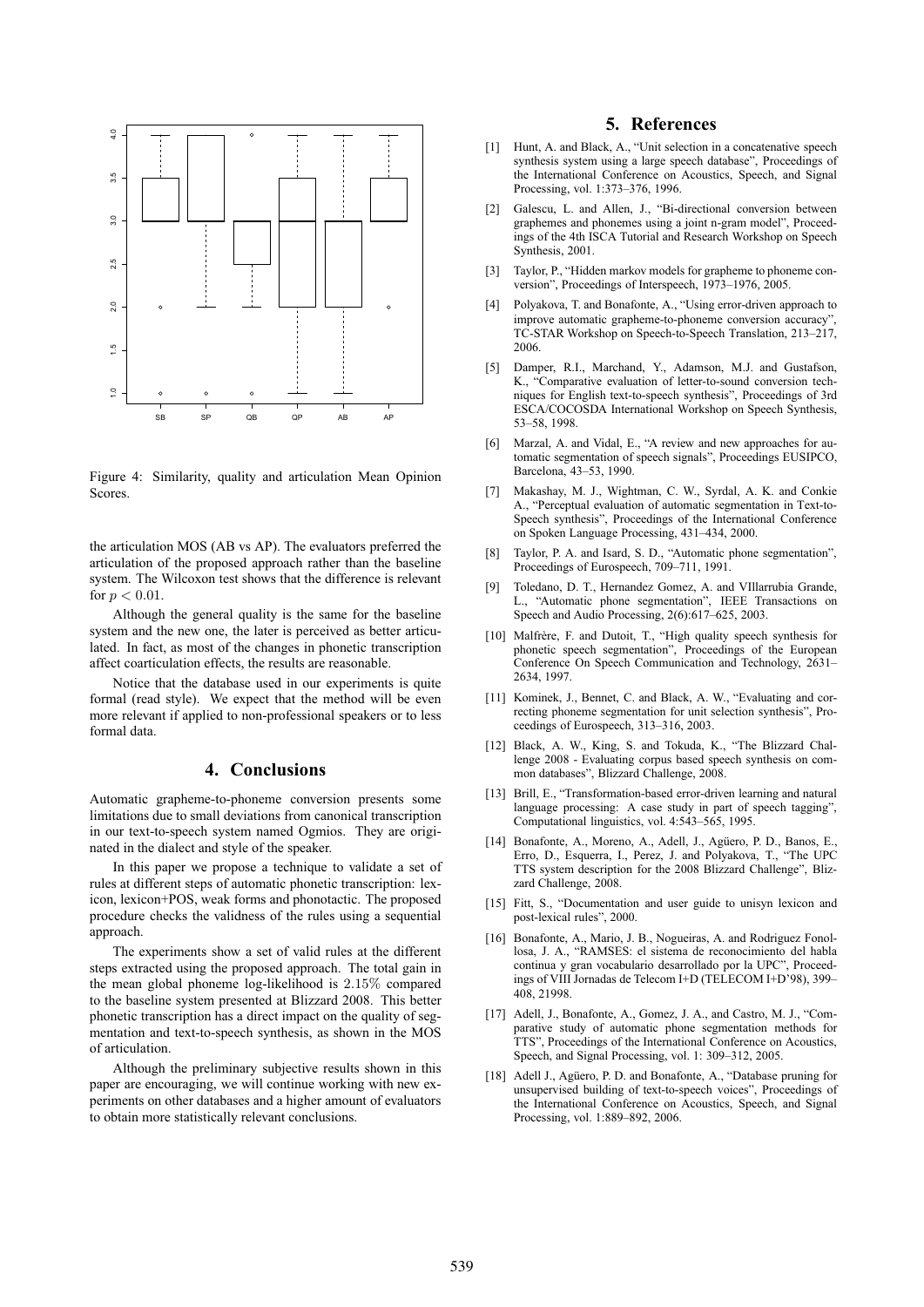4.0

3.5

3.0

2.5

2.0

1.5

1.0

SB SP QB QP AB AP

Figure 4: Similarity, quality and articulation Mean Opinion Scores.

the articulation MOS (AB vs AP). The evaluators preferred the articulation of the proposed approach rather than the baseline system. The Wilcoxon test shows that the difference is relevant for $p < 0.01$.

Although the general quality is the same for the baseline system and the new one, the later is perceived as better articulated. In fact, as most of the changes in phonetic transcription affect coarticulation effects, the results are reasonable.

Notice that the database used in our experiments is quite formal (read style). We expect that the method will be even more relevant if applied to non-professional speakers or to less formal data.

## 4. Conclusions

Automatic grapheme-to-phoneme conversion presents some limitations due to small deviations from canonical transcription in our text-to-speech system named Ogmios. They are originated in the dialect and style of the speaker.

In this paper we propose a technique to validate a set of rules at different steps of automatic phonetic transcription: lexicon, lexicon+POS, weak forms and phonotactic. The proposed procedure checks the validness of the rules using a sequential approach.

The experiments show a set of valid rules at the different steps extracted using the proposed approach. The total gain in the mean global phoneme log-likelihood is $2.15\%$ compared to the baseline system presented at Blizzard 2008. This better phonetic transcription has a direct impact on the quality of segmentation and text-to-speech synthesis, as shown in the MOS of articulation.

Although the preliminary subjective results shown in this paper are encouraging, we will continue working with new experiments on other databases and a higher amount of evaluators to obtain more statistically relevant conclusions.

## 5. References

[1] Hunt, A. and Black, A., "Unit selection in a concatenative speech synthesis system using a large speech database", Proceedings of the International Conference on Acoustics, Speech, and Signal Processing, vol. 1:373–376, 1996.

[2] Galescu, L. and Allen, J., "Bi-directional conversion between graphemes and phonemes using a joint n-gram model", Proceedings of the 4th ISCA Tutorial and Research Workshop on Speech Synthesis, 2001.

[3] Taylor, P., "Hidden markov models for grapheme to phoneme conversion", Proceedings of Interspeech, 1973–1976, 2005.

[4] Polyakova, T. and Bonafonte, A., "Using error-driven approach to improve automatic grapheme-to-phoneme conversion accuracy", TC-STAR Workshop on Speech-to-Speech Translation, 213–217, 2006.

[5] Damper, R.I., Marchand, Y., Adamson, M.J. and Gustafson, K., "Comparative evaluation of letter-to-sound conversion techniques for English text-to-speech synthesis", Proceedings of 3rd ESCA/COCOSDA International Workshop on Speech Synthesis, 53–58, 1998.

[6] Marzal, A. and Vidal, E., "A review and new approaches for automatic segmentation of speech signals", Proceedings EUSIPCO, Barcelona, 43–53, 1990.

[7] Makashay, M. J., Wightman, C. W., Syrdal, A. K. and Conkie A., "Perceptual evaluation of automatic segmentation in Text-to-Speech synthesis", Proceedings of the International Conference on Spoken Language Processing, 431–434, 2000.

[8] Taylor, P. A. and Isard, S. D., "Automatic phone segmentation", Proceedings of Eurospeech, 709–711, 1991.

[9] Toledano, D. T., Hernandez Gomez, A. and VIllarrubia Grande, L., "Automatic phone segmentation", IEEE Transactions on Speech and Audio Processing, 2(6):617–625, 2003.

[10] Malfrère, F. and Dutoit, T., "High quality speech synthesis for phonetic speech segmentation", Proceedings of the European Conference On Speech Communication and Technology, 2631–2634, 1997.

[11] Kominek, J., Bennet, C. and Black, A. W., "Evaluating and correcting phoneme segmentation for unit selection synthesis", Proceedings of Eurospeech, 313–316, 2003.

[12] Black, A. W., King, S. and Tokuda, K., "The Blizzard Challenge 2008 - Evaluating corpus based speech synthesis on common databases", Blizzard Challenge, 2008.

[13] Brill, E., "Transformation-based error-driven learning and natural language processing: A case study in part of speech tagging", Computational linguistics, vol. 4:543–565, 1995.

[14] Bonafonte, A., Moreno, A., Adell, J., Agüero, P. D., Banos, E., Erro, D., Esquerra, I., Perez, J. and Polyakova, T., "The UPC TTS system description for the 2008 Blizzard Challenge", Blizzard Challenge, 2008.

[15] Fitt, S., "Documentation and user guide to unisyn lexicon and post-lexical rules", 2000.

[16] Bonafonte, A., Mario, J. B., Nogueiras, A. and Rodriguez Fonollosa, J. A., "RAMSES: el sistema de reconocimiento del habla continua y gran vocabulario desarrollado por la UPC", Proceedings of VIII Jornadas de Telecom I+D (TELECOM I+D'98), 399–408, 21998.

[17] Adell, J., Bonafonte, A., Gomez, J. A., and Castro, M. J., "Comparative study of automatic phone segmentation methods for TTS", Proceedings of the International Conference on Acoustics, Speech, and Signal Processing, vol. 1: 309–312, 2005.

[18] Adell J., Agüero, P. D. and Bonafonte, A., "Database pruning for unsupervised building of text-to-speech voices", Proceedings of the International Conference on Acoustics, Speech, and Signal Processing, vol. 1:889–892, 2006.